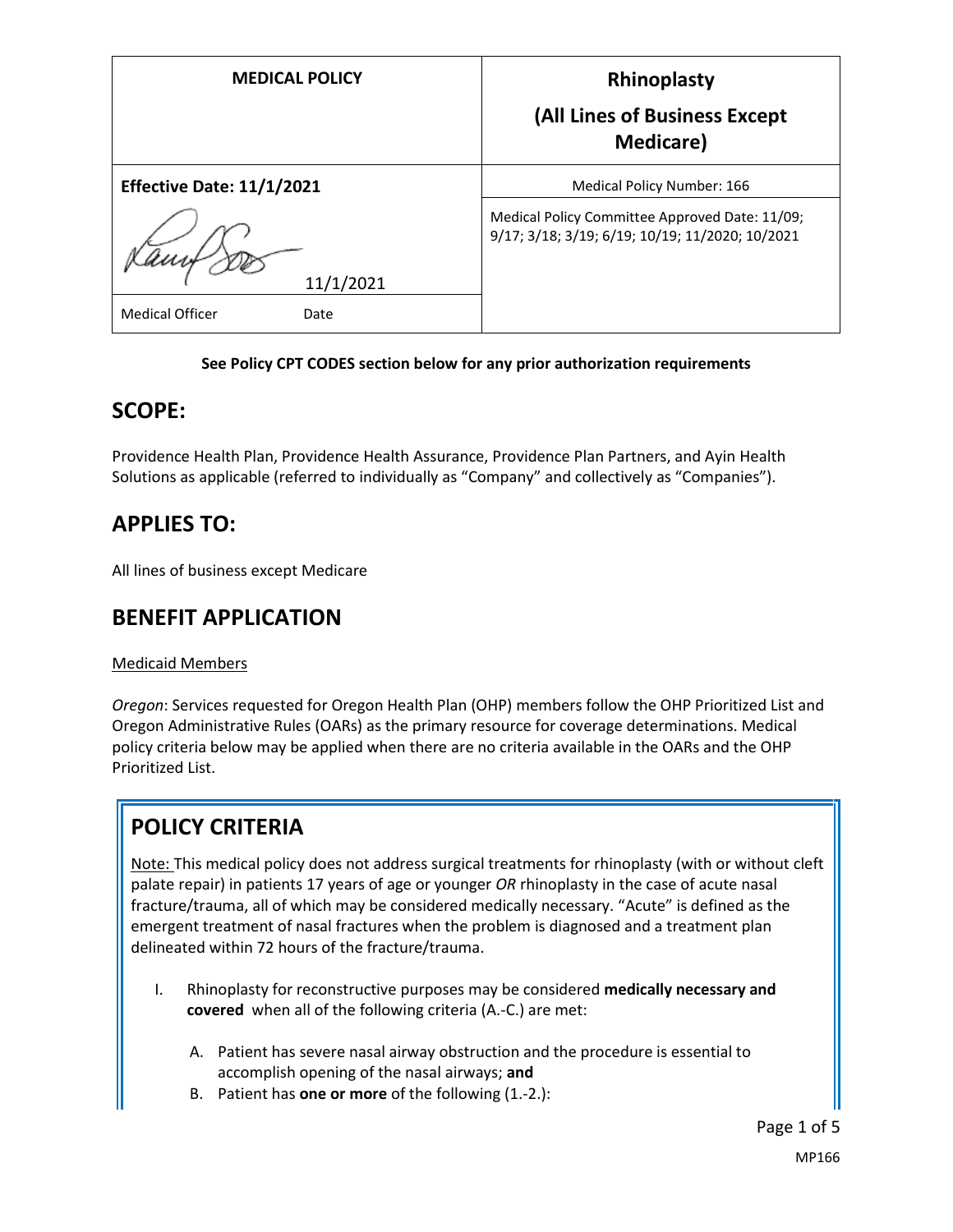| MEDICAL POLICY | Rhinoplasty (All Lines of Business Except Medicare) |
|---|---|
| **Effective Date: 11/1/2021** | Medical Policy Number: 166 |
| 11/1/2021 | Medical Policy Committee Approved Date: 11/09; 9/17; 3/18; 3/19; 6/19; 10/19; 11/2020; 10/2021 |
| Medical Officer Date | |

**See Policy CPT CODES section below for any prior authorization requirements**

## SCOPE:

Providence Health Plan, Providence Health Assurance, Providence Plan Partners, and Ayin Health Solutions as applicable (referred to individually as "Company" and collectively as "Companies").

## APPLIES TO:

All lines of business except Medicare

## BENEFIT APPLICATION

Medicaid Members

*Oregon*: Services requested for Oregon Health Plan (OHP) members follow the OHP Prioritized List and Oregon Administrative Rules (OARs) as the primary resource for coverage determinations. Medical policy criteria below may be applied when there are no criteria available in the OARs and the OHP Prioritized List.

## POLICY CRITERIA

Note: This medical policy does not address surgical treatments for rhinoplasty (with or without cleft palate repair) in patients 17 years of age or younger *OR* rhinoplasty in the case of acute nasal fracture/trauma, all of which may be considered medically necessary. "Acute" is defined as the emergent treatment of nasal fractures when the problem is diagnosed and a treatment plan delineated within 72 hours of the fracture/trauma.

I. Rhinoplasty for reconstructive purposes may be considered **medically necessary and covered** when all of the following criteria (A.-C.) are met:

   A. Patient has severe nasal airway obstruction and the procedure is essential to accomplish opening of the nasal airways; **and**
   B. Patient has **one or more** of the following (1.-2.):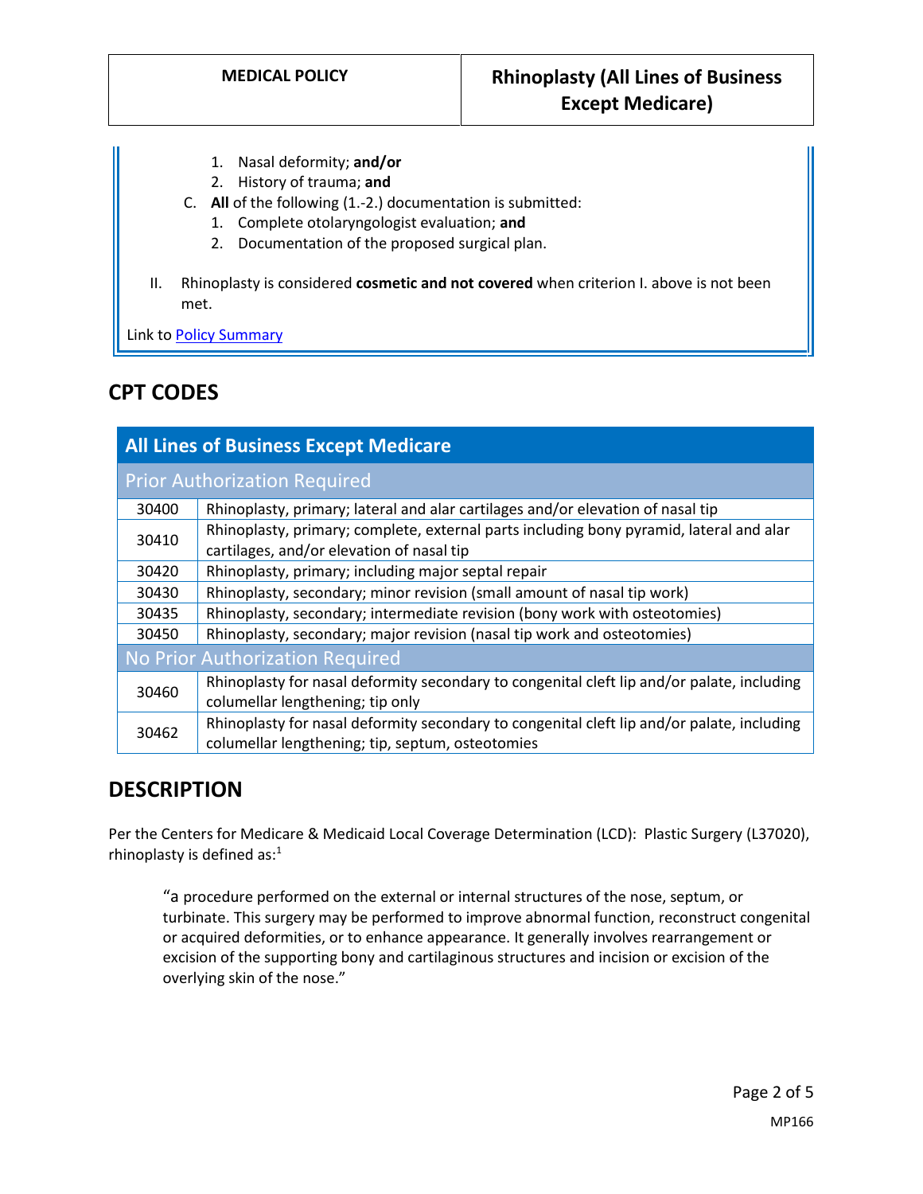1. Nasal deformity; **and/or**
2. History of trauma; **and**

C. **All** of the following (1.-2.) documentation is submitted:
1. Complete otolaryngologist evaluation; **and**
2. Documentation of the proposed surgical plan.

II. Rhinoplasty is considered **cosmetic and not covered** when criterion I. above is not been met.

Link to Policy Summary

## CPT CODES

| All Lines of Business Except Medicare | |
|---|---|
| **Prior Authorization Required** | |
| 30400 | Rhinoplasty, primary; lateral and alar cartilages and/or elevation of nasal tip |
| 30410 | Rhinoplasty, primary; complete, external parts including bony pyramid, lateral and alar cartilages, and/or elevation of nasal tip |
| 30420 | Rhinoplasty, primary; including major septal repair |
| 30430 | Rhinoplasty, secondary; minor revision (small amount of nasal tip work) |
| 30435 | Rhinoplasty, secondary; intermediate revision (bony work with osteotomies) |
| 30450 | Rhinoplasty, secondary; major revision (nasal tip work and osteotomies) |
| **No Prior Authorization Required** | |
| 30460 | Rhinoplasty for nasal deformity secondary to congenital cleft lip and/or palate, including columellar lengthening; tip only |
| 30462 | Rhinoplasty for nasal deformity secondary to congenital cleft lip and/or palate, including columellar lengthening; tip, septum, osteotomies |

## DESCRIPTION

Per the Centers for Medicare & Medicaid Local Coverage Determination (LCD): Plastic Surgery (L37020), rhinoplasty is defined as:[1]

> "a procedure performed on the external or internal structures of the nose, septum, or turbinate. This surgery may be performed to improve abnormal function, reconstruct congenital or acquired deformities, or to enhance appearance. It generally involves rearrangement or excision of the supporting bony and cartilaginous structures and incision or excision of the overlying skin of the nose."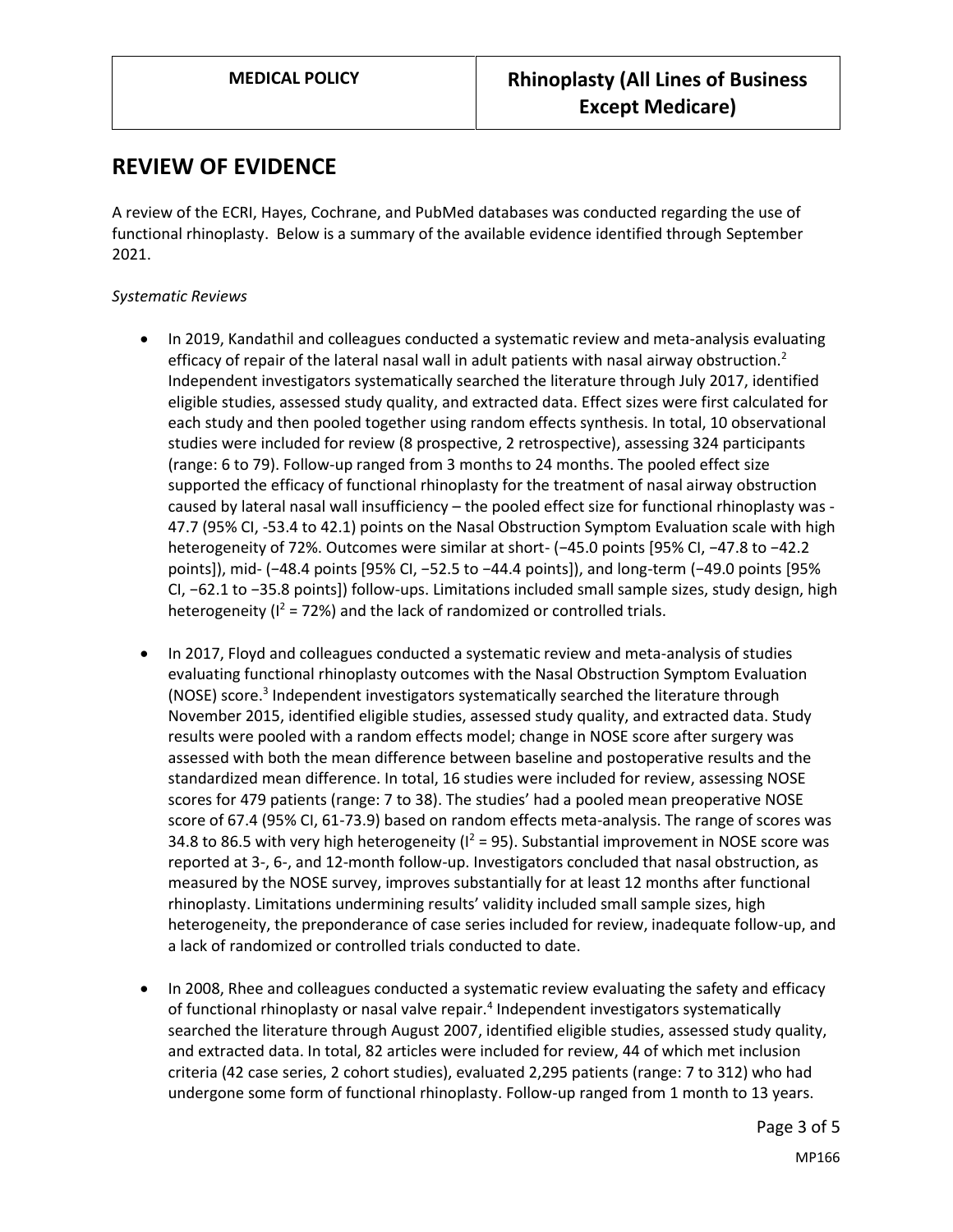## REVIEW OF EVIDENCE

A review of the ECRI, Hayes, Cochrane, and PubMed databases was conducted regarding the use of functional rhinoplasty. Below is a summary of the available evidence identified through September 2021.

*Systematic Reviews*

- In 2019, Kandathil and colleagues conducted a systematic review and meta-analysis evaluating efficacy of repair of the lateral nasal wall in adult patients with nasal airway obstruction.[2] Independent investigators systematically searched the literature through July 2017, identified eligible studies, assessed study quality, and extracted data. Effect sizes were first calculated for each study and then pooled together using random effects synthesis. In total, 10 observational studies were included for review (8 prospective, 2 retrospective), assessing 324 participants (range: 6 to 79). Follow-up ranged from 3 months to 24 months. The pooled effect size supported the efficacy of functional rhinoplasty for the treatment of nasal airway obstruction caused by lateral nasal wall insufficiency – the pooled effect size for functional rhinoplasty was -47.7 (95% CI, -53.4 to 42.1) points on the Nasal Obstruction Symptom Evaluation scale with high heterogeneity of 72%. Outcomes were similar at short- (−45.0 points [95% CI, −47.8 to −42.2 points]), mid- (−48.4 points [95% CI, −52.5 to −44.4 points]), and long-term (−49.0 points [95% CI, −62.1 to −35.8 points]) follow-ups. Limitations included small sample sizes, study design, high heterogeneity ($I^2$ = 72%) and the lack of randomized or controlled trials.

- In 2017, Floyd and colleagues conducted a systematic review and meta-analysis of studies evaluating functional rhinoplasty outcomes with the Nasal Obstruction Symptom Evaluation (NOSE) score.[3] Independent investigators systematically searched the literature through November 2015, identified eligible studies, assessed study quality, and extracted data. Study results were pooled with a random effects model; change in NOSE score after surgery was assessed with both the mean difference between baseline and postoperative results and the standardized mean difference. In total, 16 studies were included for review, assessing NOSE scores for 479 patients (range: 7 to 38). The studies' had a pooled mean preoperative NOSE score of 67.4 (95% CI, 61-73.9) based on random effects meta-analysis. The range of scores was 34.8 to 86.5 with very high heterogeneity ($I^2$ = 95). Substantial improvement in NOSE score was reported at 3-, 6-, and 12-month follow-up. Investigators concluded that nasal obstruction, as measured by the NOSE survey, improves substantially for at least 12 months after functional rhinoplasty. Limitations undermining results' validity included small sample sizes, high heterogeneity, the preponderance of case series included for review, inadequate follow-up, and a lack of randomized or controlled trials conducted to date.

- In 2008, Rhee and colleagues conducted a systematic review evaluating the safety and efficacy of functional rhinoplasty or nasal valve repair.[4] Independent investigators systematically searched the literature through August 2007, identified eligible studies, assessed study quality, and extracted data. In total, 82 articles were included for review, 44 of which met inclusion criteria (42 case series, 2 cohort studies), evaluated 2,295 patients (range: 7 to 312) who had undergone some form of functional rhinoplasty. Follow-up ranged from 1 month to 13 years.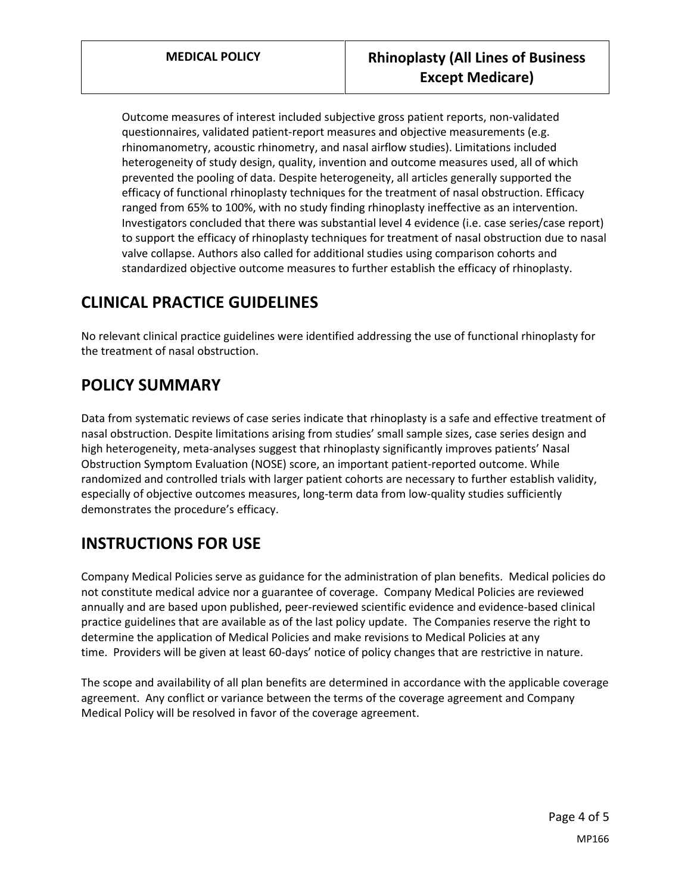Outcome measures of interest included subjective gross patient reports, non-validated questionnaires, validated patient-report measures and objective measurements (e.g. rhinomanometry, acoustic rhinometry, and nasal airflow studies). Limitations included heterogeneity of study design, quality, invention and outcome measures used, all of which prevented the pooling of data. Despite heterogeneity, all articles generally supported the efficacy of functional rhinoplasty techniques for the treatment of nasal obstruction. Efficacy ranged from 65% to 100%, with no study finding rhinoplasty ineffective as an intervention. Investigators concluded that there was substantial level 4 evidence (i.e. case series/case report) to support the efficacy of rhinoplasty techniques for treatment of nasal obstruction due to nasal valve collapse. Authors also called for additional studies using comparison cohorts and standardized objective outcome measures to further establish the efficacy of rhinoplasty.

# CLINICAL PRACTICE GUIDELINES

No relevant clinical practice guidelines were identified addressing the use of functional rhinoplasty for the treatment of nasal obstruction.

# POLICY SUMMARY

Data from systematic reviews of case series indicate that rhinoplasty is a safe and effective treatment of nasal obstruction. Despite limitations arising from studies' small sample sizes, case series design and high heterogeneity, meta-analyses suggest that rhinoplasty significantly improves patients' Nasal Obstruction Symptom Evaluation (NOSE) score, an important patient-reported outcome. While randomized and controlled trials with larger patient cohorts are necessary to further establish validity, especially of objective outcomes measures, long-term data from low-quality studies sufficiently demonstrates the procedure's efficacy.

# INSTRUCTIONS FOR USE

Company Medical Policies serve as guidance for the administration of plan benefits. Medical policies do not constitute medical advice nor a guarantee of coverage. Company Medical Policies are reviewed annually and are based upon published, peer-reviewed scientific evidence and evidence-based clinical practice guidelines that are available as of the last policy update. The Companies reserve the right to determine the application of Medical Policies and make revisions to Medical Policies at any time. Providers will be given at least 60-days' notice of policy changes that are restrictive in nature.

The scope and availability of all plan benefits are determined in accordance with the applicable coverage agreement. Any conflict or variance between the terms of the coverage agreement and Company Medical Policy will be resolved in favor of the coverage agreement.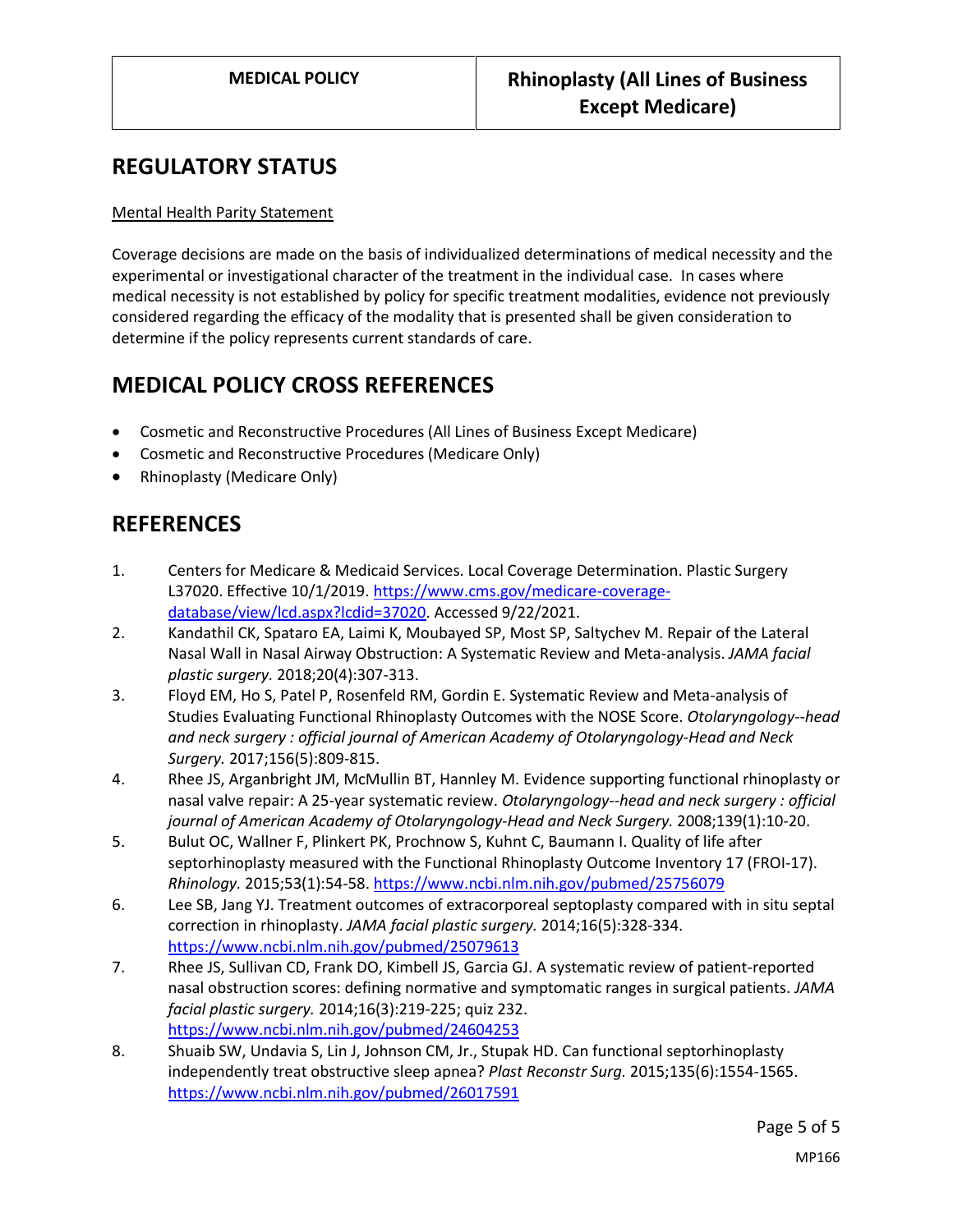## REGULATORY STATUS

Mental Health Parity Statement

Coverage decisions are made on the basis of individualized determinations of medical necessity and the experimental or investigational character of the treatment in the individual case. In cases where medical necessity is not established by policy for specific treatment modalities, evidence not previously considered regarding the efficacy of the modality that is presented shall be given consideration to determine if the policy represents current standards of care.

## MEDICAL POLICY CROSS REFERENCES

- Cosmetic and Reconstructive Procedures (All Lines of Business Except Medicare)
- Cosmetic and Reconstructive Procedures (Medicare Only)
- Rhinoplasty (Medicare Only)

## REFERENCES

1. Centers for Medicare & Medicaid Services. Local Coverage Determination. Plastic Surgery L37020. Effective 10/1/2019. https://www.cms.gov/medicare-coverage-database/view/lcd.aspx?lcdid=37020. Accessed 9/22/2021.
2. Kandathil CK, Spataro EA, Laimi K, Moubayed SP, Most SP, Saltychev M. Repair of the Lateral Nasal Wall in Nasal Airway Obstruction: A Systematic Review and Meta-analysis. *JAMA facial plastic surgery.* 2018;20(4):307-313.
3. Floyd EM, Ho S, Patel P, Rosenfeld RM, Gordin E. Systematic Review and Meta-analysis of Studies Evaluating Functional Rhinoplasty Outcomes with the NOSE Score. *Otolaryngology--head and neck surgery : official journal of American Academy of Otolaryngology-Head and Neck Surgery.* 2017;156(5):809-815.
4. Rhee JS, Arganbright JM, McMullin BT, Hannley M. Evidence supporting functional rhinoplasty or nasal valve repair: A 25-year systematic review. *Otolaryngology--head and neck surgery : official journal of American Academy of Otolaryngology-Head and Neck Surgery.* 2008;139(1):10-20.
5. Bulut OC, Wallner F, Plinkert PK, Prochnow S, Kuhnt C, Baumann I. Quality of life after septorhinoplasty measured with the Functional Rhinoplasty Outcome Inventory 17 (FROI-17). *Rhinology.* 2015;53(1):54-58. https://www.ncbi.nlm.nih.gov/pubmed/25756079
6. Lee SB, Jang YJ. Treatment outcomes of extracorporeal septoplasty compared with in situ septal correction in rhinoplasty. *JAMA facial plastic surgery.* 2014;16(5):328-334. https://www.ncbi.nlm.nih.gov/pubmed/25079613
7. Rhee JS, Sullivan CD, Frank DO, Kimbell JS, Garcia GJ. A systematic review of patient-reported nasal obstruction scores: defining normative and symptomatic ranges in surgical patients. *JAMA facial plastic surgery.* 2014;16(3):219-225; quiz 232. https://www.ncbi.nlm.nih.gov/pubmed/24604253
8. Shuaib SW, Undavia S, Lin J, Johnson CM, Jr., Stupak HD. Can functional septorhinoplasty independently treat obstructive sleep apnea? *Plast Reconstr Surg.* 2015;135(6):1554-1565. https://www.ncbi.nlm.nih.gov/pubmed/26017591